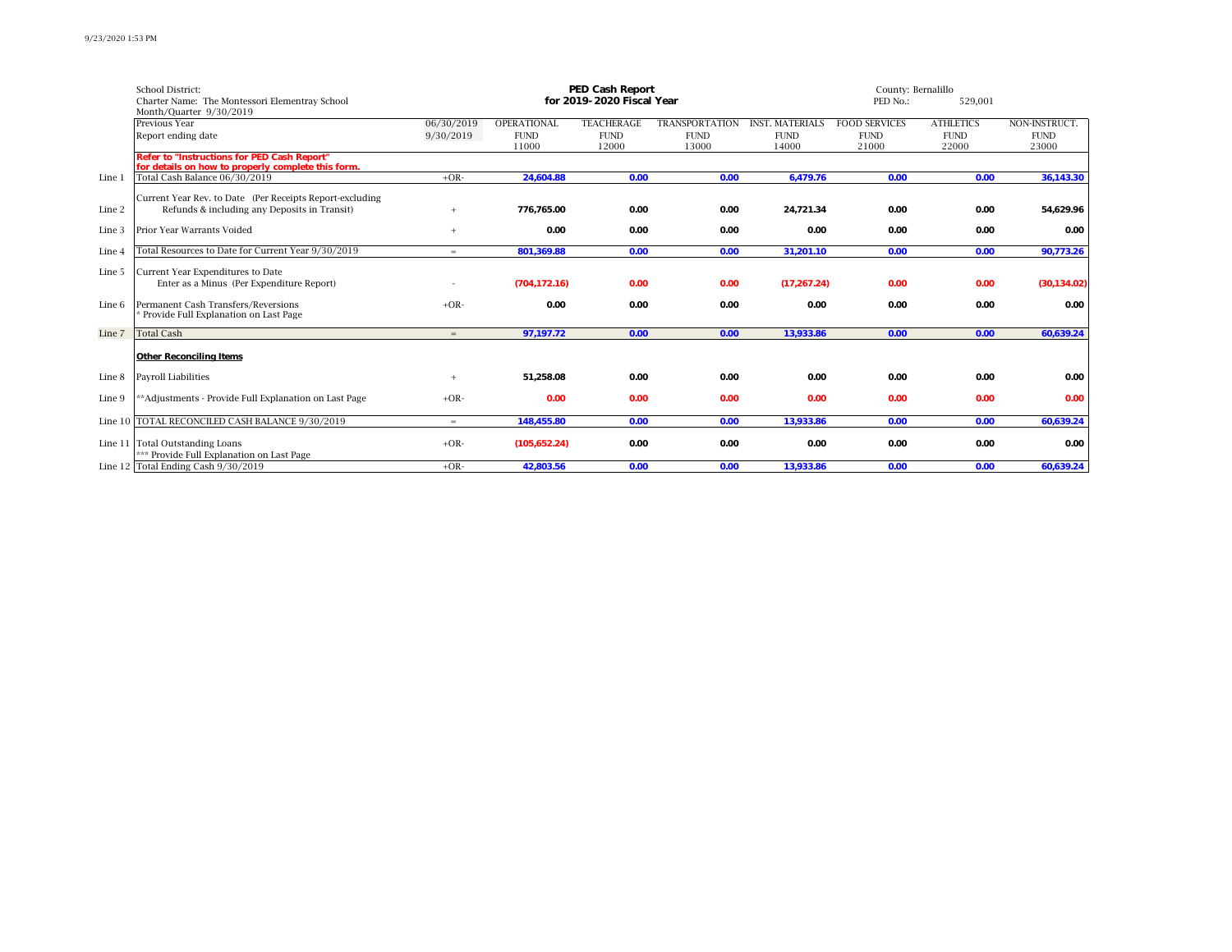School District:
Charter Name: The Montessori Elementray School
Month/Quarter 9/30/2019

**PED Cash Report**
**for 2019- 2020 Fiscal Year**

County: Bernalillo
PED No.: 529,001

| | | | OPERATIONAL FUND 11000 | TEACHERAGE FUND 12000 | TRANSPORTATION FUND 13000 | INST. MATERIALS FUND 14000 | FOOD SERVICES FUND 21000 | ATHLETICS FUND 22000 | NON-INSTRUCT. FUND 23000 |
|---|---|---|---|---|---|---|---|---|---|
| | Previous Year | 06/30/2019 | | | | | | | |
| | Report ending date | 9/30/2019 | | | | | | | |
| | **Refer to "Instructions for PED Cash Report" for details on how to properly complete this form.** | | | | | | | | |
| Line 1 | Total Cash Balance 06/30/2019 | +OR- | **24,604.88** | **0.00** | **0.00** | **6,479.76** | **0.00** | **0.00** | **36,143.30** |
| Line 2 | Current Year Rev. to Date (Per Receipts Report-excluding Refunds & including any Deposits in Transit) | + | **776,765.00** | **0.00** | **0.00** | **24,721.34** | **0.00** | **0.00** | **54,629.96** |
| Line 3 | Prior Year Warrants Voided | + | **0.00** | **0.00** | **0.00** | **0.00** | **0.00** | **0.00** | **0.00** |
| Line 4 | Total Resources to Date for Current Year 9/30/2019 | = | **801,369.88** | **0.00** | **0.00** | **31,201.10** | **0.00** | **0.00** | **90,773.26** |
| Line 5 | Current Year Expenditures to Date Enter as a Minus (Per Expenditure Report) | - | **(704,172.16)** | **0.00** | **0.00** | **(17,267.24)** | **0.00** | **0.00** | **(30,134.02)** |
| Line 6 | Permanent Cash Transfers/Reversions * Provide Full Explanation on Last Page | +OR- | **0.00** | **0.00** | **0.00** | **0.00** | **0.00** | **0.00** | **0.00** |
| Line 7 | Total Cash | = | **97,197.72** | **0.00** | **0.00** | **13,933.86** | **0.00** | **0.00** | **60,639.24** |
| | **Other Reconciling Items** | | | | | | | | |
| Line 8 | Payroll Liabilities | + | **51,258.08** | **0.00** | **0.00** | **0.00** | **0.00** | **0.00** | **0.00** |
| Line 9 | **Adjustments - Provide Full Explanation on Last Page | +OR- | **0.00** | **0.00** | **0.00** | **0.00** | **0.00** | **0.00** | **0.00** |
| Line 10 | TOTAL RECONCILED CASH BALANCE 9/30/2019 | = | **148,455.80** | **0.00** | **0.00** | **13,933.86** | **0.00** | **0.00** | **60,639.24** |
| Line 11 | Total Outstanding Loans *** Provide Full Explanation on Last Page | +OR- | **(105,652.24)** | **0.00** | **0.00** | **0.00** | **0.00** | **0.00** | **0.00** |
| Line 12 | Total Ending Cash 9/30/2019 | +OR- | **42,803.56** | **0.00** | **0.00** | **13,933.86** | **0.00** | **0.00** | **60,639.24** |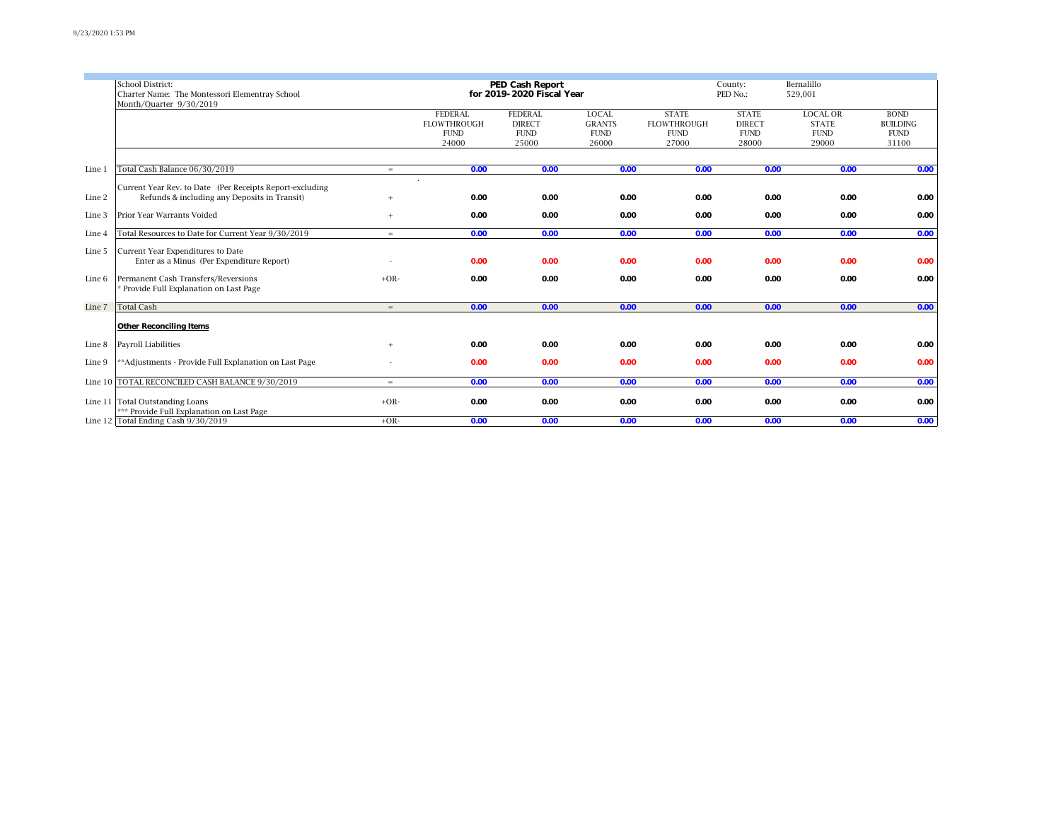School District:
Charter Name: The Montessori Elementray School
Month/Quarter 9/30/2019

**PED Cash Report**
**for 2019-2020 Fiscal Year**

County: Bernalillo
PED No.: 529,001

| | | | FEDERAL FLOWTHROUGH FUND 24000 | FEDERAL DIRECT FUND 25000 | LOCAL GRANTS FUND 26000 | STATE FLOWTHROUGH FUND 27000 | STATE DIRECT FUND 28000 | LOCAL OR STATE FUND 29000 | BOND BUILDING FUND 31100 |
|---|---|---|---|---|---|---|---|---|---|
| Line 1 | Total Cash Balance 06/30/2019 | = | 0.00 | 0.00 | 0.00 | 0.00 | 0.00 | 0.00 | 0.00 |
| Line 2 | Current Year Rev. to Date (Per Receipts Report-excluding Refunds & including any Deposits in Transit) | + | 0.00 | 0.00 | 0.00 | 0.00 | 0.00 | 0.00 | 0.00 |
| Line 3 | Prior Year Warrants Voided | + | 0.00 | 0.00 | 0.00 | 0.00 | 0.00 | 0.00 | 0.00 |
| Line 4 | Total Resources to Date for Current Year 9/30/2019 | = | 0.00 | 0.00 | 0.00 | 0.00 | 0.00 | 0.00 | 0.00 |
| Line 5 | Current Year Expenditures to Date Enter as a Minus (Per Expenditure Report) | - | 0.00 | 0.00 | 0.00 | 0.00 | 0.00 | 0.00 | 0.00 |
| Line 6 | Permanent Cash Transfers/Reversions * Provide Full Explanation on Last Page | +OR- | 0.00 | 0.00 | 0.00 | 0.00 | 0.00 | 0.00 | 0.00 |
| Line 7 | Total Cash | = | 0.00 | 0.00 | 0.00 | 0.00 | 0.00 | 0.00 | 0.00 |
| | **Other Reconciling Items** | | | | | | | | |
| Line 8 | Payroll Liabilities | + | 0.00 | 0.00 | 0.00 | 0.00 | 0.00 | 0.00 | 0.00 |
| Line 9 | **Adjustments - Provide Full Explanation on Last Page | - | 0.00 | 0.00 | 0.00 | 0.00 | 0.00 | 0.00 | 0.00 |
| Line 10 | TOTAL RECONCILED CASH BALANCE 9/30/2019 | = | 0.00 | 0.00 | 0.00 | 0.00 | 0.00 | 0.00 | 0.00 |
| Line 11 | Total Outstanding Loans *** Provide Full Explanation on Last Page | +OR- | 0.00 | 0.00 | 0.00 | 0.00 | 0.00 | 0.00 | 0.00 |
| Line 12 | Total Ending Cash 9/30/2019 | +OR- | 0.00 | 0.00 | 0.00 | 0.00 | 0.00 | 0.00 | 0.00 |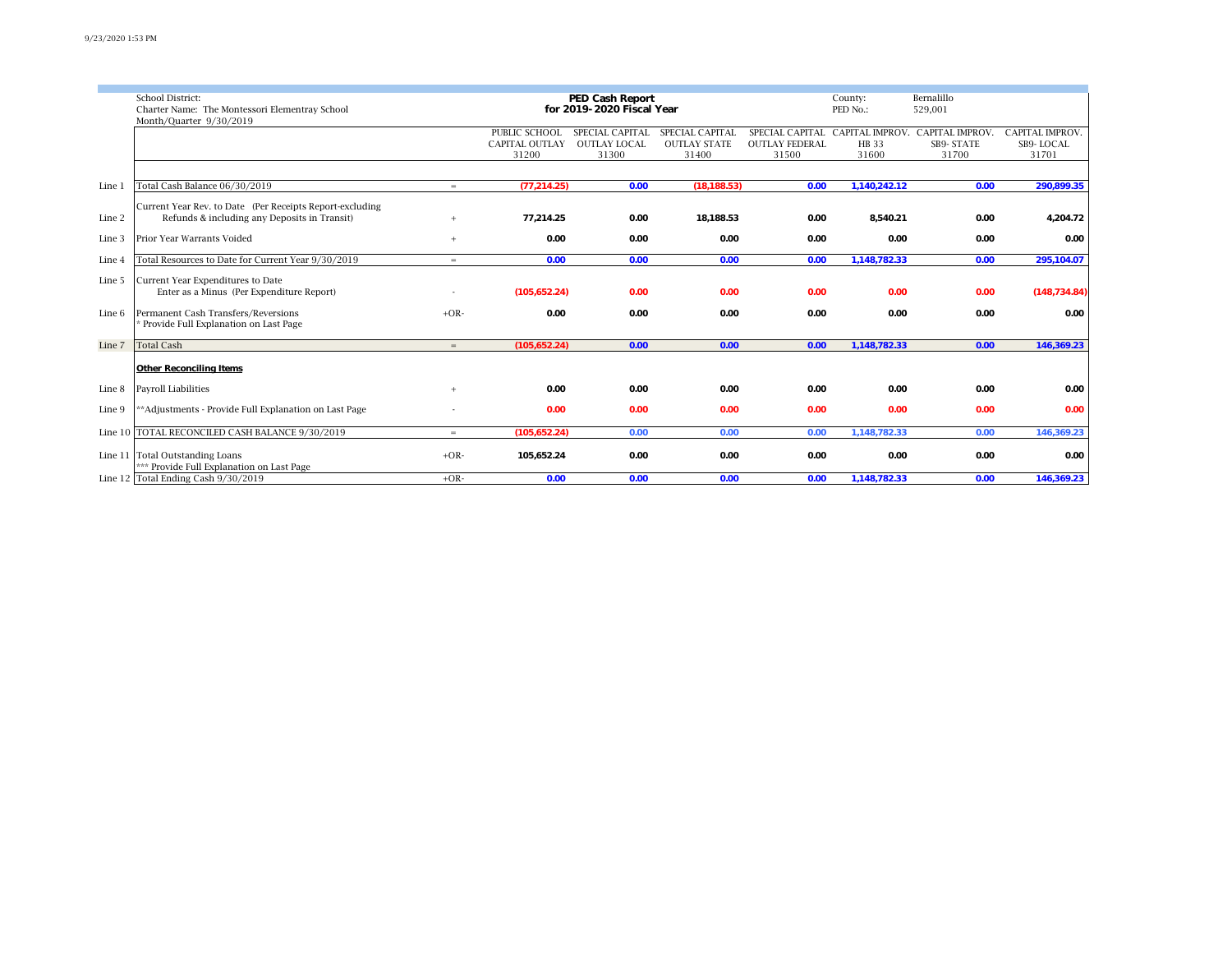School District:
Charter Name: The Montessori Elementray School
Month/Quarter 9/30/2019

**PED Cash Report**
**for 2019-2020 Fiscal Year**

County: Bernalillo
PED No.: 529,001

| | | | PUBLIC SCHOOL CAPITAL OUTLAY 31200 | SPECIAL CAPITAL OUTLAY LOCAL 31300 | SPECIAL CAPITAL OUTLAY STATE 31400 | SPECIAL CAPITAL OUTLAY FEDERAL 31500 | CAPITAL IMPROV. HB 33 31600 | CAPITAL IMPROV. SB9- STATE 31700 | CAPITAL IMPROV. SB9- LOCAL 31701 |
|---|---|---|---|---|---|---|---|---|---|
| Line 1 | Total Cash Balance 06/30/2019 | = | (77,214.25) | 0.00 | (18,188.53) | 0.00 | 1,140,242.12 | 0.00 | 290,899.35 |
| Line 2 | Current Year Rev. to Date (Per Receipts Report-excluding Refunds & including any Deposits in Transit) | + | 77,214.25 | 0.00 | 18,188.53 | 0.00 | 8,540.21 | 0.00 | 4,204.72 |
| Line 3 | Prior Year Warrants Voided | + | 0.00 | 0.00 | 0.00 | 0.00 | 0.00 | 0.00 | 0.00 |
| Line 4 | Total Resources to Date for Current Year 9/30/2019 | = | 0.00 | 0.00 | 0.00 | 0.00 | 1,148,782.33 | 0.00 | 295,104.07 |
| Line 5 | Current Year Expenditures to Date Enter as a Minus (Per Expenditure Report) | - | (105,652.24) | 0.00 | 0.00 | 0.00 | 0.00 | 0.00 | (148,734.84) |
| Line 6 | Permanent Cash Transfers/Reversions * Provide Full Explanation on Last Page | +OR- | 0.00 | 0.00 | 0.00 | 0.00 | 0.00 | 0.00 | 0.00 |
| Line 7 | Total Cash | = | (105,652.24) | 0.00 | 0.00 | 0.00 | 1,148,782.33 | 0.00 | 146,369.23 |
| | **Other Reconciling Items** | | | | | | | | |
| Line 8 | Payroll Liabilities | + | 0.00 | 0.00 | 0.00 | 0.00 | 0.00 | 0.00 | 0.00 |
| Line 9 | **Adjustments - Provide Full Explanation on Last Page | - | 0.00 | 0.00 | 0.00 | 0.00 | 0.00 | 0.00 | 0.00 |
| Line 10 | TOTAL RECONCILED CASH BALANCE 9/30/2019 | = | (105,652.24) | 0.00 | 0.00 | 0.00 | 1,148,782.33 | 0.00 | 146,369.23 |
| Line 11 | Total Outstanding Loans *** Provide Full Explanation on Last Page | +OR- | 105,652.24 | 0.00 | 0.00 | 0.00 | 0.00 | 0.00 | 0.00 |
| Line 12 | Total Ending Cash 9/30/2019 | +OR- | 0.00 | 0.00 | 0.00 | 0.00 | 1,148,782.33 | 0.00 | 146,369.23 |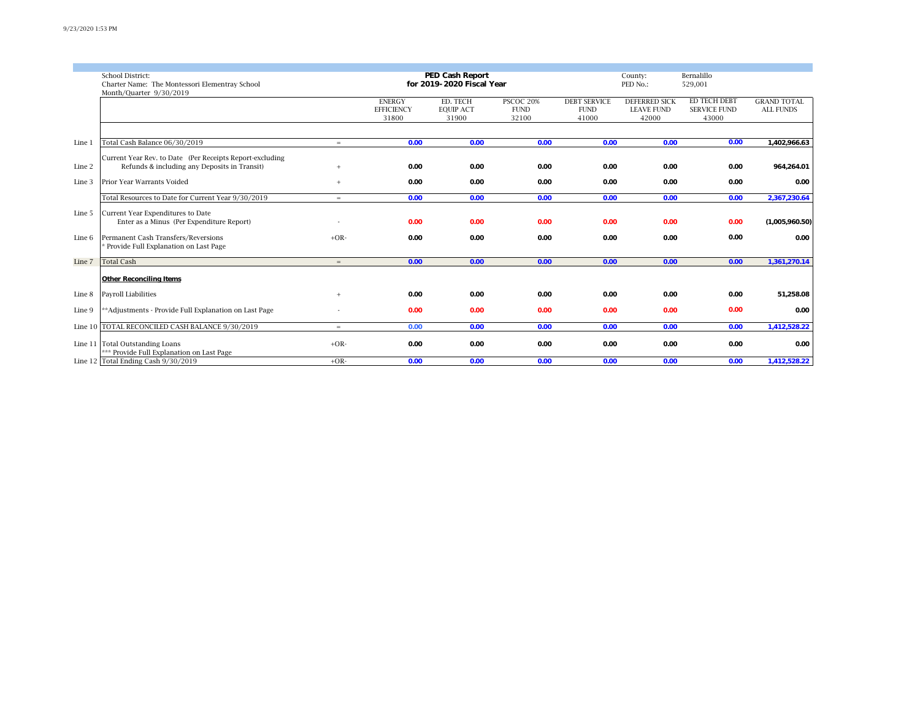School District:
Charter Name: The Montessori Elementray School
Month/Quarter 9/30/2019

**PED Cash Report**
**for 2019-2020 Fiscal Year**

County: Bernalillo
PED No.: 529,001

| | | | ENERGY EFFICIENCY 31800 | ED. TECH EQUIP ACT 31900 | PSCOC 20% FUND 32100 | DEBT SERVICE FUND 41000 | DEFERRED SICK LEAVE FUND 42000 | ED TECH DEBT SERVICE FUND 43000 | GRAND TOTAL ALL FUNDS |
|---|---|---|---|---|---|---|---|---|---|
| Line 1 | Total Cash Balance 06/30/2019 | = | 0.00 | 0.00 | 0.00 | 0.00 | 0.00 | 0.00 | 1,402,966.63 |
| Line 2 | Current Year Rev. to Date (Per Receipts Report-excluding Refunds & including any Deposits in Transit) | + | 0.00 | 0.00 | 0.00 | 0.00 | 0.00 | 0.00 | 964,264.01 |
| Line 3 | Prior Year Warrants Voided | + | 0.00 | 0.00 | 0.00 | 0.00 | 0.00 | 0.00 | 0.00 |
| | Total Resources to Date for Current Year 9/30/2019 | = | 0.00 | 0.00 | 0.00 | 0.00 | 0.00 | 0.00 | 2,367,230.64 |
| Line 5 | Current Year Expenditures to Date Enter as a Minus (Per Expenditure Report) | - | 0.00 | 0.00 | 0.00 | 0.00 | 0.00 | 0.00 | (1,005,960.50) |
| Line 6 | Permanent Cash Transfers/Reversions * Provide Full Explanation on Last Page | +OR- | 0.00 | 0.00 | 0.00 | 0.00 | 0.00 | 0.00 | 0.00 |
| Line 7 | Total Cash | = | 0.00 | 0.00 | 0.00 | 0.00 | 0.00 | 0.00 | 1,361,270.14 |
| | **Other Reconciling Items** | | | | | | | | |
| Line 8 | Payroll Liabilities | + | 0.00 | 0.00 | 0.00 | 0.00 | 0.00 | 0.00 | 51,258.08 |
| Line 9 | **Adjustments - Provide Full Explanation on Last Page | - | 0.00 | 0.00 | 0.00 | 0.00 | 0.00 | 0.00 | 0.00 |
| Line 10 | TOTAL RECONCILED CASH BALANCE 9/30/2019 | = | 0.00 | 0.00 | 0.00 | 0.00 | 0.00 | 0.00 | 1,412,528.22 |
| Line 11 | Total Outstanding Loans *** Provide Full Explanation on Last Page | +OR- | 0.00 | 0.00 | 0.00 | 0.00 | 0.00 | 0.00 | 0.00 |
| Line 12 | Total Ending Cash 9/30/2019 | +OR- | 0.00 | 0.00 | 0.00 | 0.00 | 0.00 | 0.00 | 1,412,528.22 |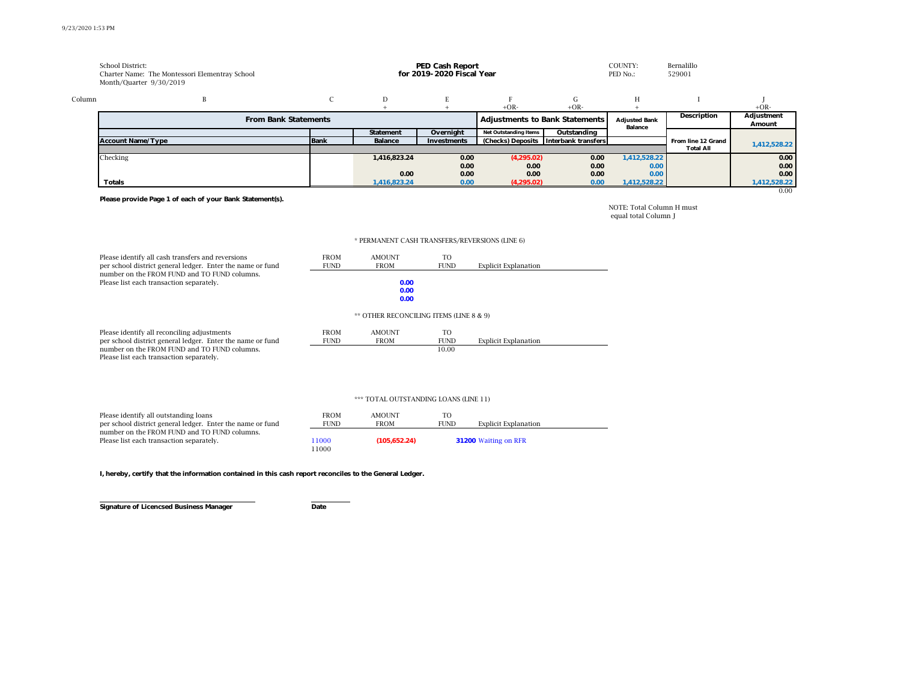School District:
Charter Name: The Montessori Elementray School
Month/Quarter 9/30/2019

**PED Cash Report**
**for 2019-2020 Fiscal Year**

COUNTY: Bernalillo
PED No.: 529001

| Column B | C | D + | E + | F +OR- | G +OR- | H + | I | J +OR- |
|---|---|---|---|---|---|---|---|---|
| **From Bank Statements** | | | | **Adjustments to Bank Statements** | | **Adjusted Bank Balance** | **Description** | **Adjustment Amount** |
| | | **Statement** | **Overnight** | **Net Outstanding Items** | **Outstanding** | | | |
| **Account Name/Type** | **Bank** | **Balance** | **Investments** | **(Checks) Deposits** | **Interbank transfers** | | **From line 12 Grand Total All** | **1,412,528.22** |
| Checking | | 1,416,823.24 | 0.00 | (4,295.02) | 0.00 | 1,412,528.22 | | 0.00 |
| | | | 0.00 | 0.00 | 0.00 | 0.00 | | 0.00 |
| | | 0.00 | 0.00 | 0.00 | 0.00 | 0.00 | | 0.00 |
| **Totals** | | 1,416,823.24 | 0.00 | (4,295.02) | 0.00 | 1,412,528.22 | | 1,412,528.22 |
| | | | | | | | | 0.00 |

**Please provide Page 1 of each of your Bank Statement(s).**

NOTE: Total Column H must equal total Column J

\* PERMANENT CASH TRANSFERS/REVERSIONS (LINE 6)

Please identify all cash transfers and reversions per school district general ledger. Enter the name or fund number on the FROM FUND and TO FUND columns. Please list each transaction separately.

| FROM FUND | AMOUNT FROM | TO FUND | Explicit Explanation |
|---|---|---|---|
| | 0.00 | | |
| | 0.00 | | |
| | 0.00 | | |

\*\* OTHER RECONCILING ITEMS (LINE 8 & 9)

Please identify all reconciling adjustments per school district general ledger. Enter the name or fund number on the FROM FUND and TO FUND columns. Please list each transaction separately.

| FROM FUND | AMOUNT FROM | TO FUND | Explicit Explanation |
|---|---|---|---|
| | | 10.00 | |

\*\*\* TOTAL OUTSTANDING LOANS (LINE 11)

Please identify all outstanding loans per school district general ledger. Enter the name or fund number on the FROM FUND and TO FUND columns. Please list each transaction separately.

| FROM FUND | AMOUNT FROM | TO FUND | Explicit Explanation |
|---|---|---|---|
| 11000 | (105,652.24) | 31200 | Waiting on RFR |
| 11000 | | | |

**I, hereby, certify that the information contained in this cash report reconciles to the General Ledger.**

**Signature of Licencsed Business Manager** **Date**